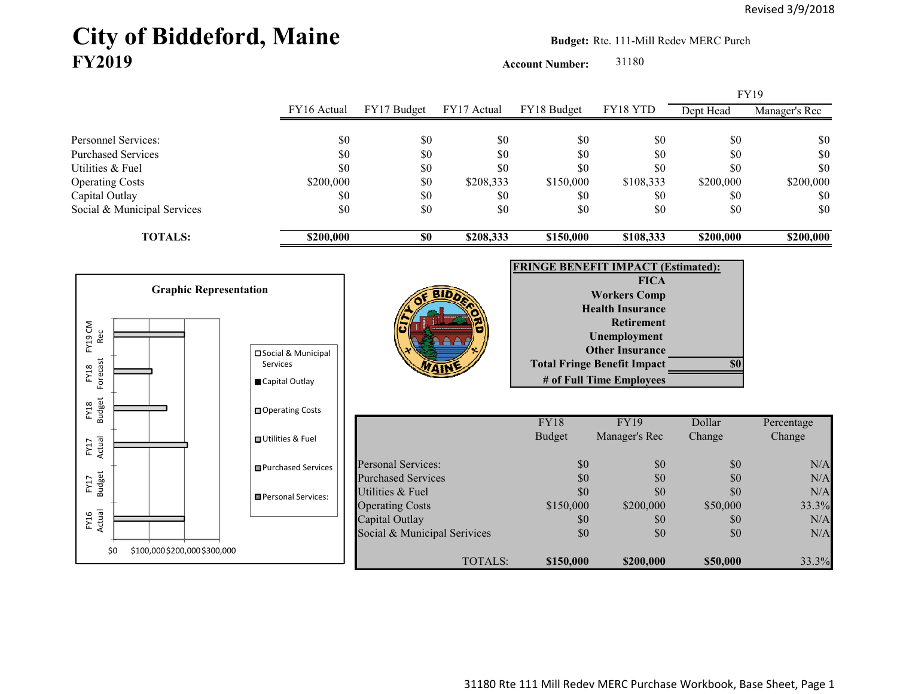Revised 3/9/2018

# City of Biddeford, Maine
## FY2019

**Budget:** Rte. 111-Mill Redev MERC Purch

**Account Number:** 31180

| | FY16 Actual | FY17 Budget | FY17 Actual | FY18 Budget | FY18 YTD | FY19 Dept Head | FY19 Manager's Rec |
|---|---|---|---|---|---|---|---|
| Personnel Services: | $0 | $0 | $0 | $0 | $0 | $0 | $0 |
| Purchased Services | $0 | $0 | $0 | $0 | $0 | $0 | $0 |
| Utilities & Fuel | $0 | $0 | $0 | $0 | $0 | $0 | $0 |
| Operating Costs | $200,000 | $0 | $208,333 | $150,000 | $108,333 | $200,000 | $200,000 |
| Capital Outlay | $0 | $0 | $0 | $0 | $0 | $0 | $0 |
| Social & Municipal Services | $0 | $0 | $0 | $0 | $0 | $0 | $0 |
| **TOTALS:** | **$200,000** | **$0** | **$208,333** | **$150,000** | **$108,333** | **$200,000** | **$200,000** |

**Graphic Representation**

Chart categories: FY16 Actual, FY17 Budget, FY17 Actual, FY18 Budget, FY18 Forecast, FY19 CM Rec. Axis: $0, $100,000, $200,000, $300,000. Legend: Social & Municipal Services, Capital Outlay, Operating Costs, Utilities & Fuel, Purchased Services, Personal Services:

| **FRINGE BENEFIT IMPACT (Estimated):** | |
|---|---|
| **FICA** | |
| **Workers Comp** | |
| **Health Insurance** | |
| **Retirement** | |
| **Unemployment** | |
| **Other Insurance** | |
| **Total Fringe Benefit Impact** | **$0** |
| **# of Full Time Employees** | |

| | FY18 Budget | FY19 Manager's Rec | Dollar Change | Percentage Change |
|---|---|---|---|---|
| Personal Services: | $0 | $0 | $0 | N/A |
| Purchased Services | $0 | $0 | $0 | N/A |
| Utilities & Fuel | $0 | $0 | $0 | N/A |
| Operating Costs | $150,000 | $200,000 | $50,000 | 33.3% |
| Capital Outlay | $0 | $0 | $0 | N/A |
| Social & Municipal Services | $0 | $0 | $0 | N/A |
| TOTALS: | **$150,000** | **$200,000** | **$50,000** | 33.3% |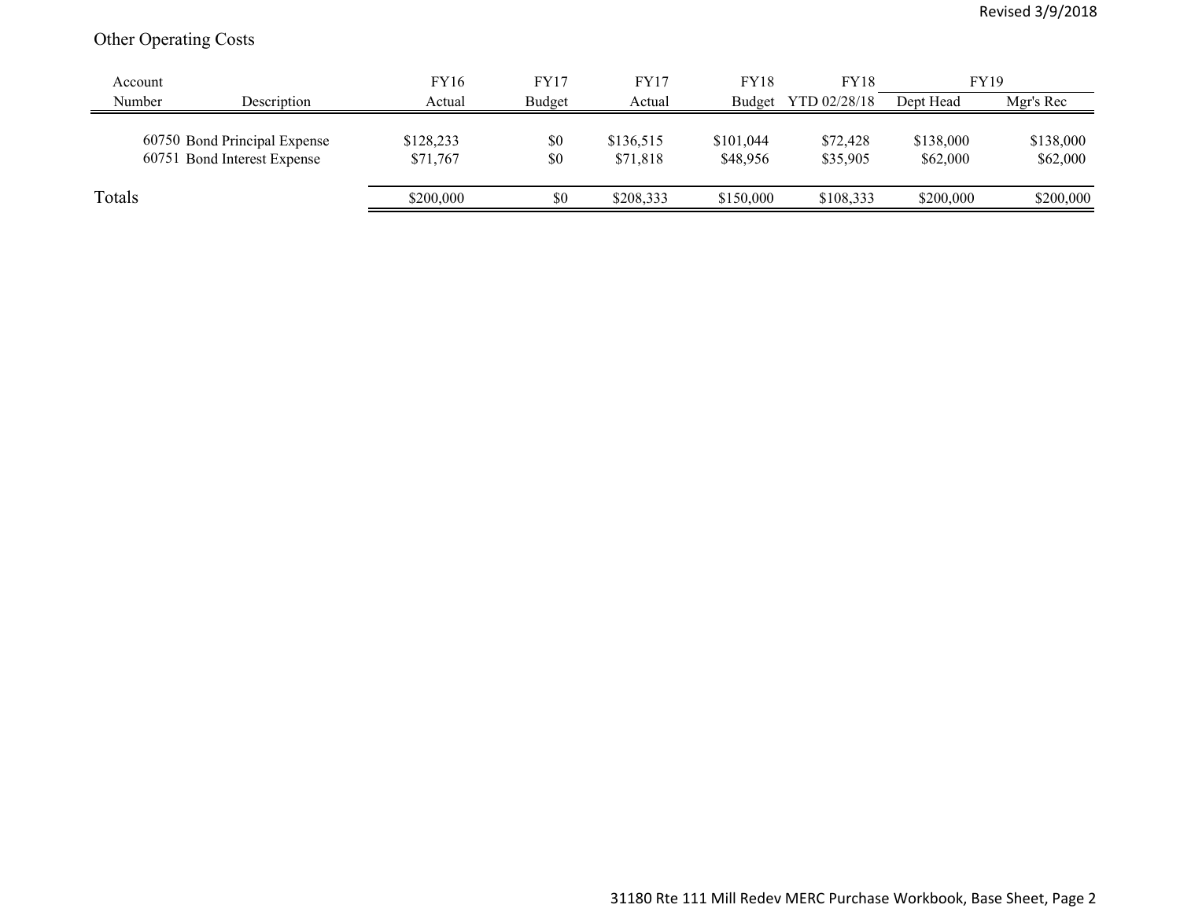## Other Operating Costs

| Account Number | Description | FY16 Actual | FY17 Budget | FY17 Actual | FY18 Budget | FY18 YTD 02/28/18 | FY19 Dept Head | FY19 Mgr's Rec |
|---|---|---|---|---|---|---|---|---|
| 60750 | Bond Principal Expense | $128,233 | $0 | $136,515 | $101,044 | $72,428 | $138,000 | $138,000 |
| 60751 | Bond Interest Expense | $71,767 | $0 | $71,818 | $48,956 | $35,905 | $62,000 | $62,000 |
| Totals | | $200,000 | $0 | $208,333 | $150,000 | $108,333 | $200,000 | $200,000 |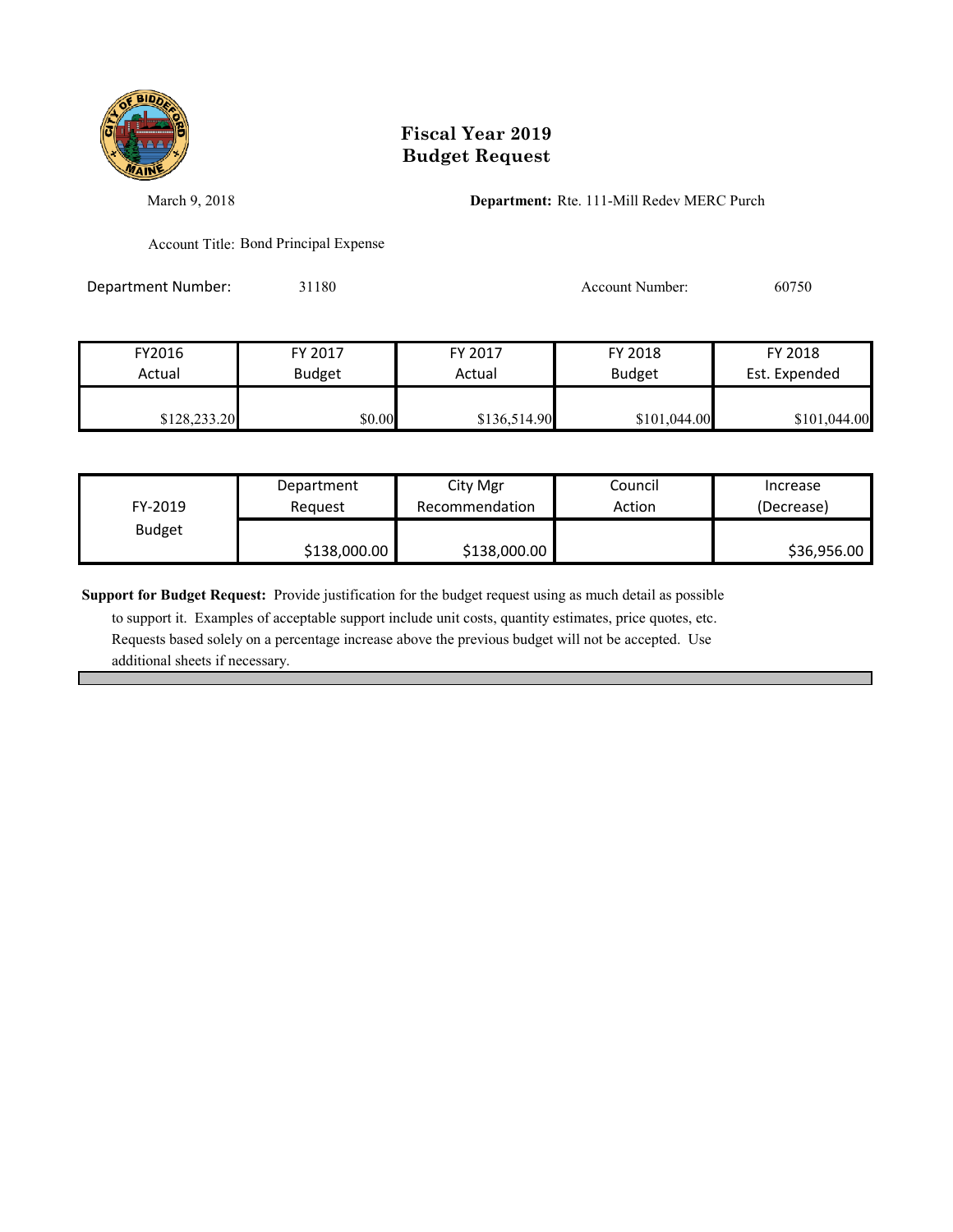# Fiscal Year 2019
# Budget Request

March 9, 2018

**Department:** Rte. 111-Mill Redev MERC Purch

Account Title: Bond Principal Expense

Department Number: 31180

Account Number: 60750

| FY2016 Actual | FY 2017 Budget | FY 2017 Actual | FY 2018 Budget | FY 2018 Est. Expended |
|---|---|---|---|---|
| $128,233.20 | $0.00 | $136,514.90 | $101,044.00 | $101,044.00 |

| FY-2019 Budget | Department Request | City Mgr Recommendation | Council Action | Increase (Decrease) |
|---|---|---|---|---|
| | $138,000.00 | $138,000.00 | | $36,956.00 |

**Support for Budget Request:** Provide justification for the budget request using as much detail as possible to support it. Examples of acceptable support include unit costs, quantity estimates, price quotes, etc. Requests based solely on a percentage increase above the previous budget will not be accepted. Use additional sheets if necessary.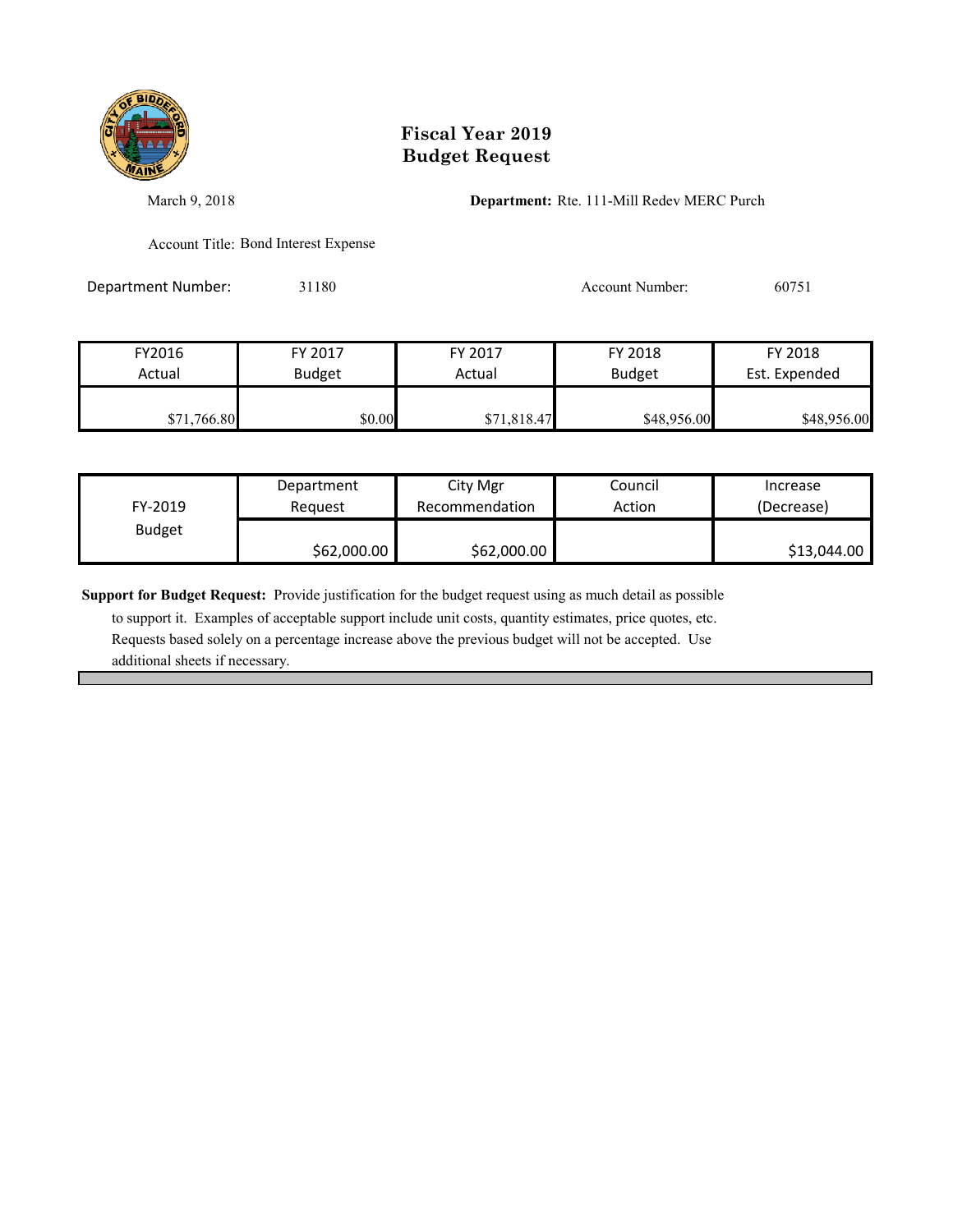# Fiscal Year 2019
# Budget Request

March 9, 2018

**Department:** Rte. 111-Mill Redev MERC Purch

Account Title: Bond Interest Expense

Department Number: 31180

Account Number: 60751

| FY2016 Actual | FY 2017 Budget | FY 2017 Actual | FY 2018 Budget | FY 2018 Est. Expended |
|---|---|---|---|---|
| $71,766.80 | $0.00 | $71,818.47 | $48,956.00 | $48,956.00 |

| FY-2019 Budget | Department Request | City Mgr Recommendation | Council Action | Increase (Decrease) |
|---|---|---|---|---|
| | $62,000.00 | $62,000.00 | | $13,044.00 |

**Support for Budget Request:** Provide justification for the budget request using as much detail as possible to support it. Examples of acceptable support include unit costs, quantity estimates, price quotes, etc. Requests based solely on a percentage increase above the previous budget will not be accepted. Use additional sheets if necessary.